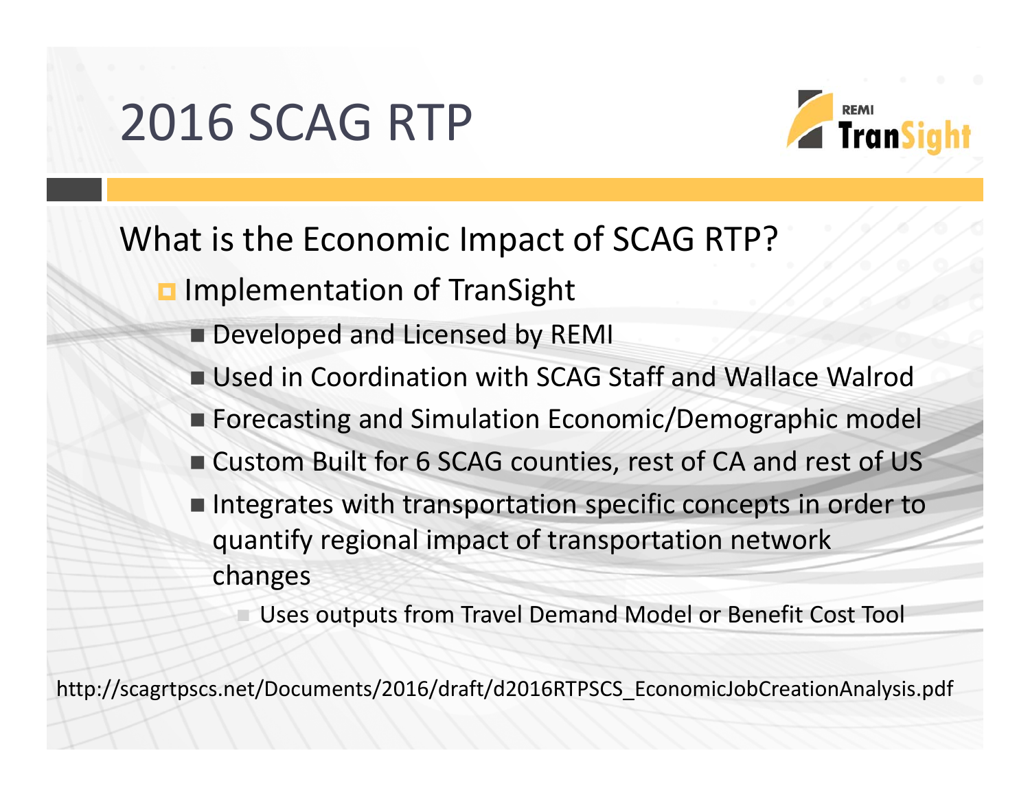# 2016 SCAG RTP

REMI TranSight

## What is the Economic Impact of SCAG RTP?

- Implementation of TranSight
  - Developed and Licensed by REMI
  - Used in Coordination with SCAG Staff and Wallace Walrod
  - Forecasting and Simulation Economic/Demographic model
  - Custom Built for 6 SCAG counties, rest of CA and rest of US
  - Integrates with transportation specific concepts in order to quantify regional impact of transportation network changes
    - Uses outputs from Travel Demand Model or Benefit Cost Tool

http://scagrtpscs.net/Documents/2016/draft/d2016RTPSCS_EconomicJobCreationAnalysis.pdf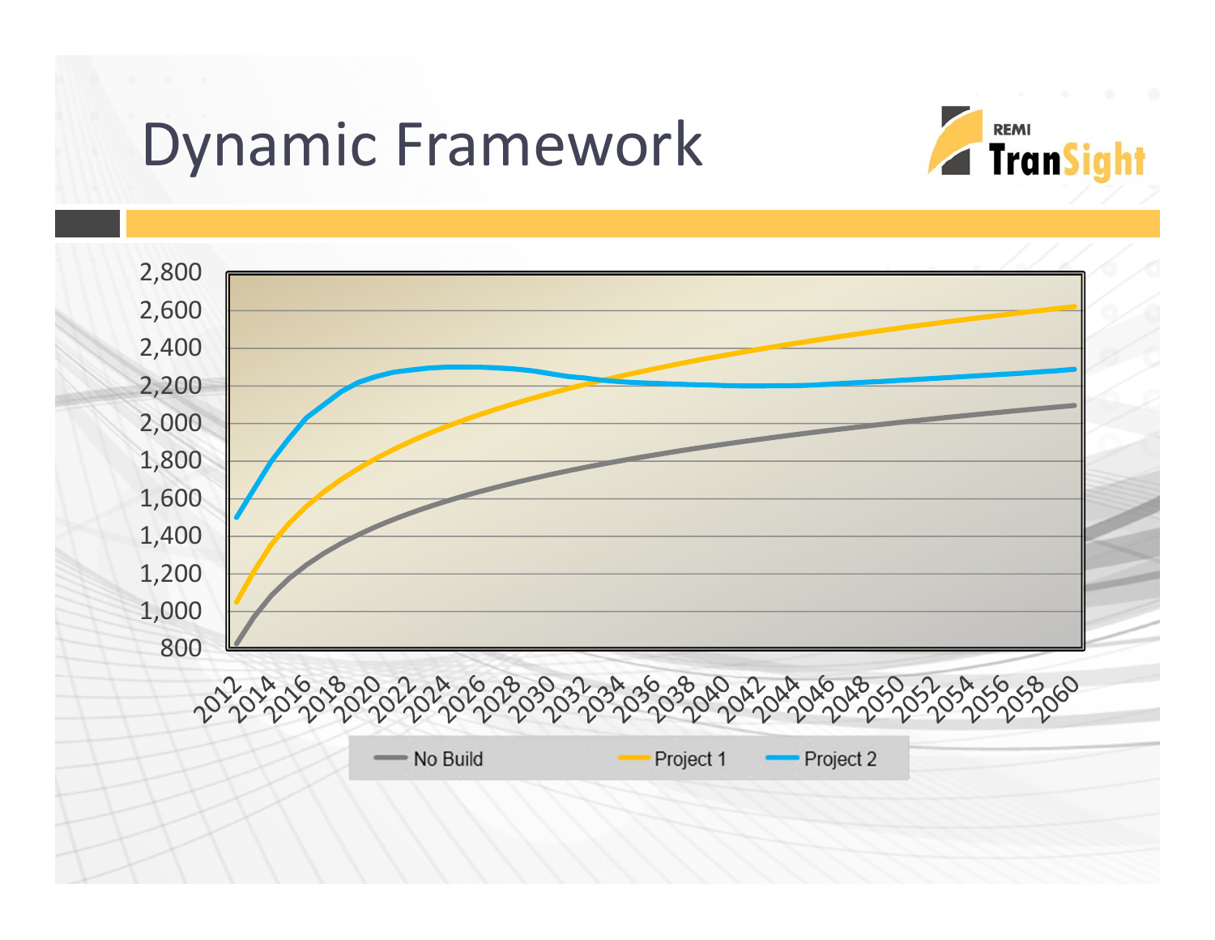# Dynamic Framework

REMI TranSight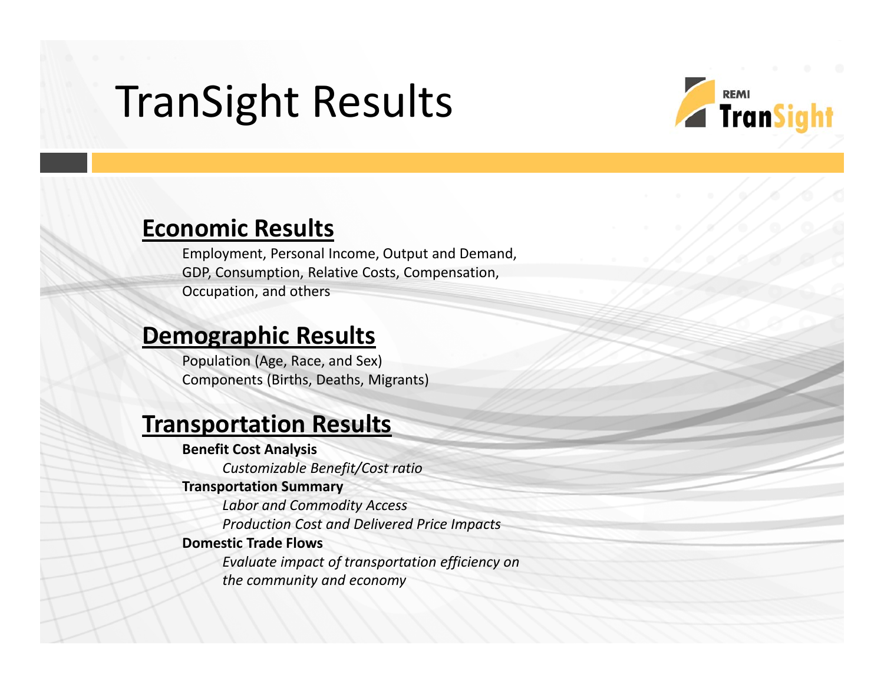# TranSight Results

REMI TranSight

## Economic Results

Employment, Personal Income, Output and Demand, GDP, Consumption, Relative Costs, Compensation, Occupation, and others

## Demographic Results

Population (Age, Race, and Sex)
Components (Births, Deaths, Migrants)

## Transportation Results

**Benefit Cost Analysis**

*Customizable Benefit/Cost ratio*

**Transportation Summary**

*Labor and Commodity Access*

*Production Cost and Delivered Price Impacts*

**Domestic Trade Flows**

*Evaluate impact of transportation efficiency on the community and economy*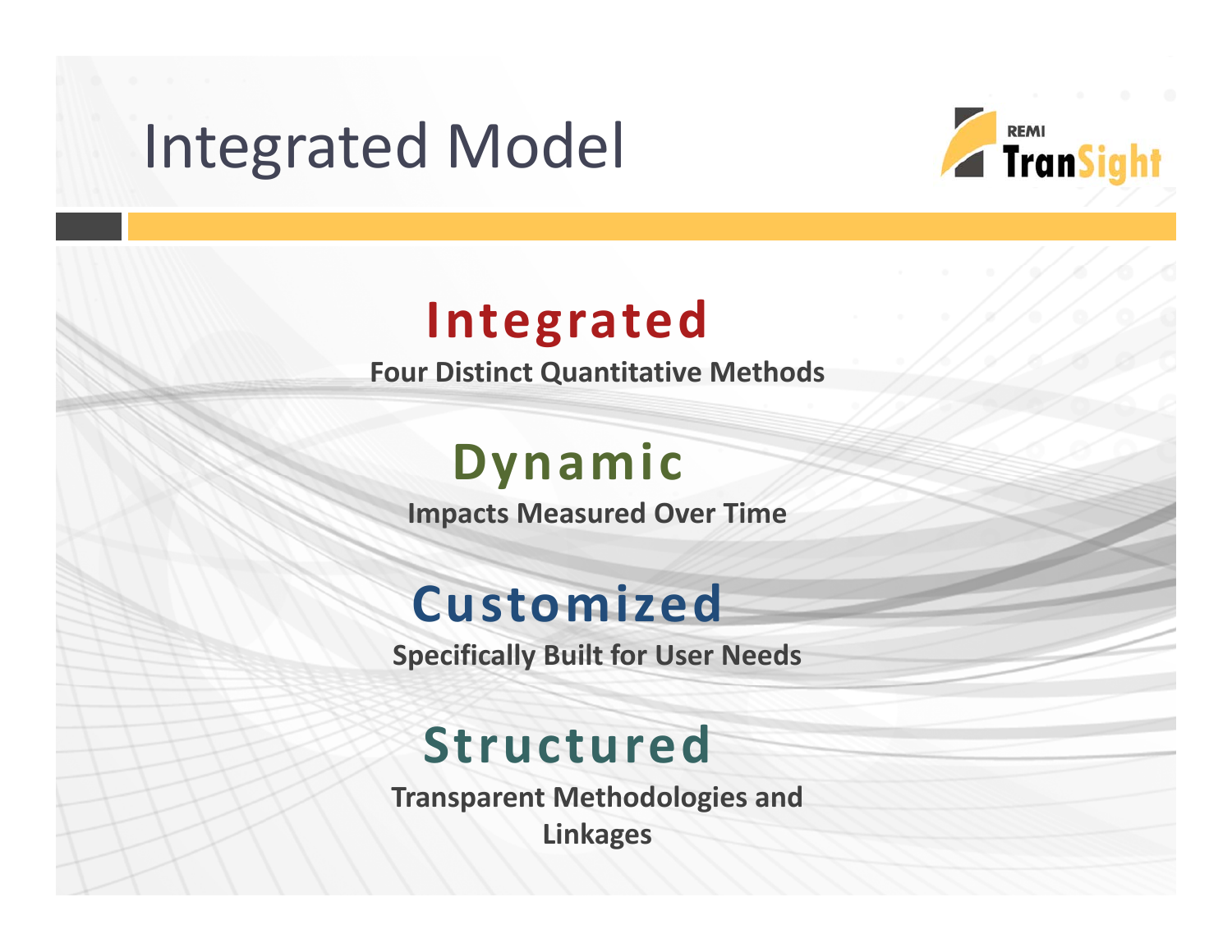# Integrated Model

REMI TranSight

## Integrated

**Four Distinct Quantitative Methods**

## Dynamic

**Impacts Measured Over Time**

## Customized

**Specifically Built for User Needs**

## Structured

**Transparent Methodologies and Linkages**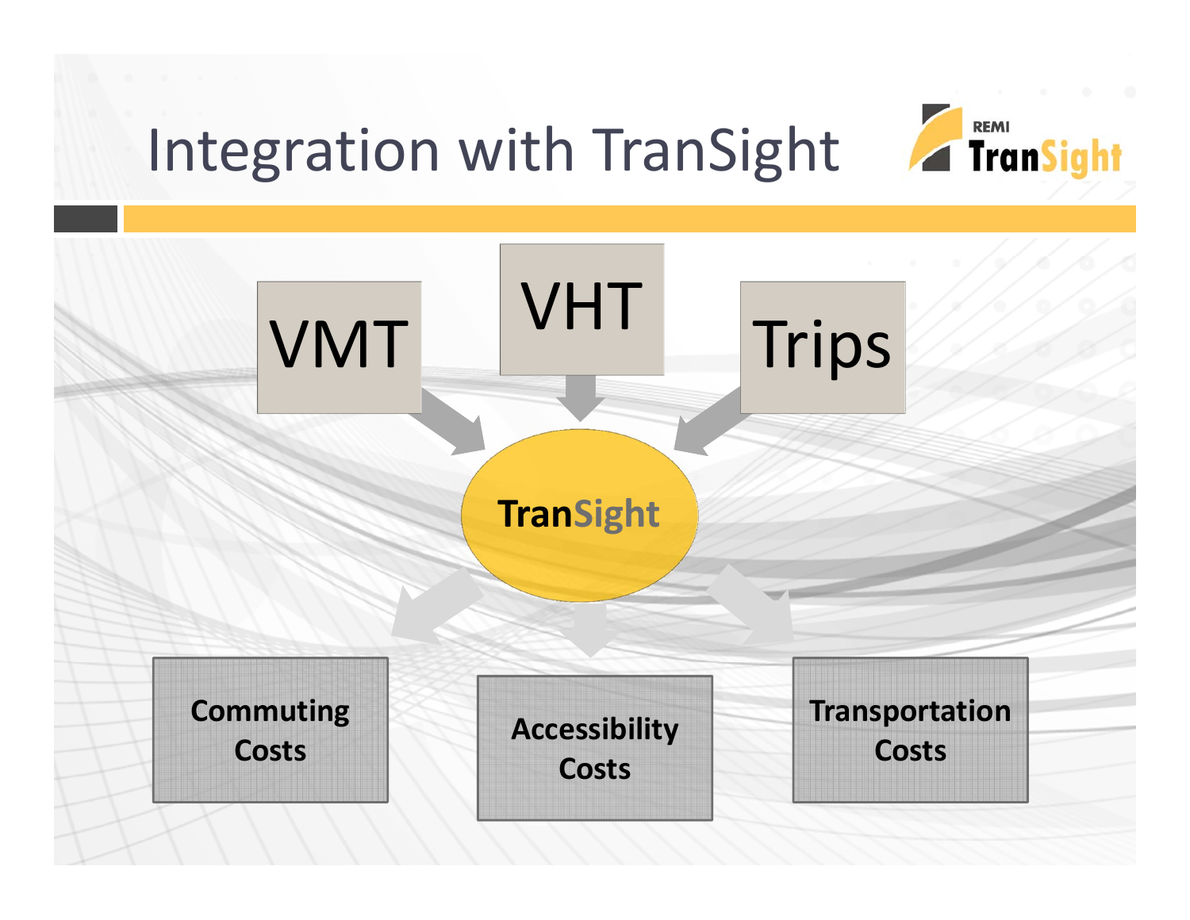# Integration with TranSight

VMT

VHT

Trips

TranSight

Commuting Costs

Accessibility Costs

Transportation Costs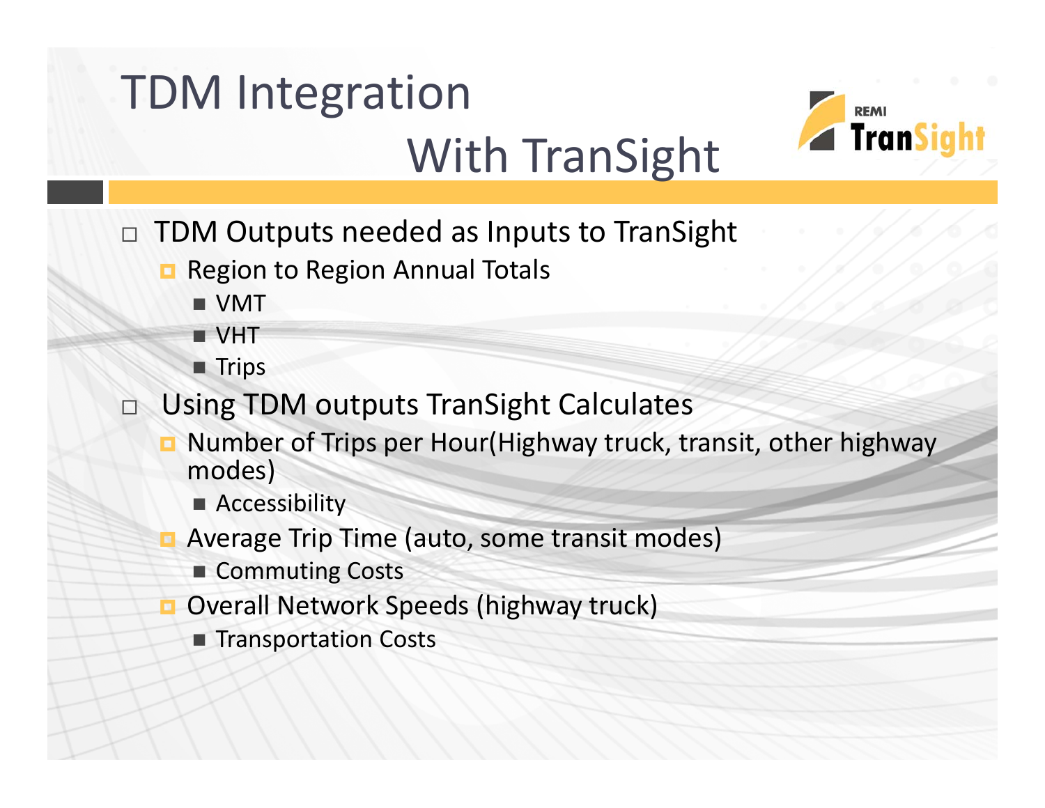# TDM Integration With TranSight

REMI TranSight

- TDM Outputs needed as Inputs to TranSight
  - Region to Region Annual Totals
    - VMT
    - VHT
    - Trips
- Using TDM outputs TranSight Calculates
  - Number of Trips per Hour(Highway truck, transit, other highway modes)
    - Accessibility
  - Average Trip Time (auto, some transit modes)
    - Commuting Costs
  - Overall Network Speeds (highway truck)
    - Transportation Costs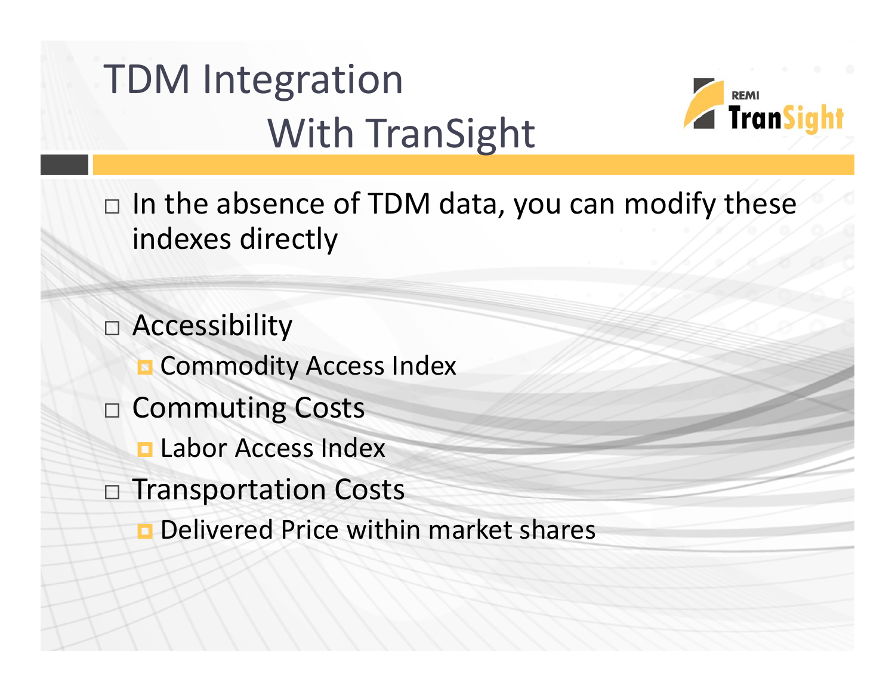# TDM Integration With TranSight

- In the absence of TDM data, you can modify these indexes directly

- Accessibility
  - Commodity Access Index
- Commuting Costs
  - Labor Access Index
- Transportation Costs
  - Delivered Price within market shares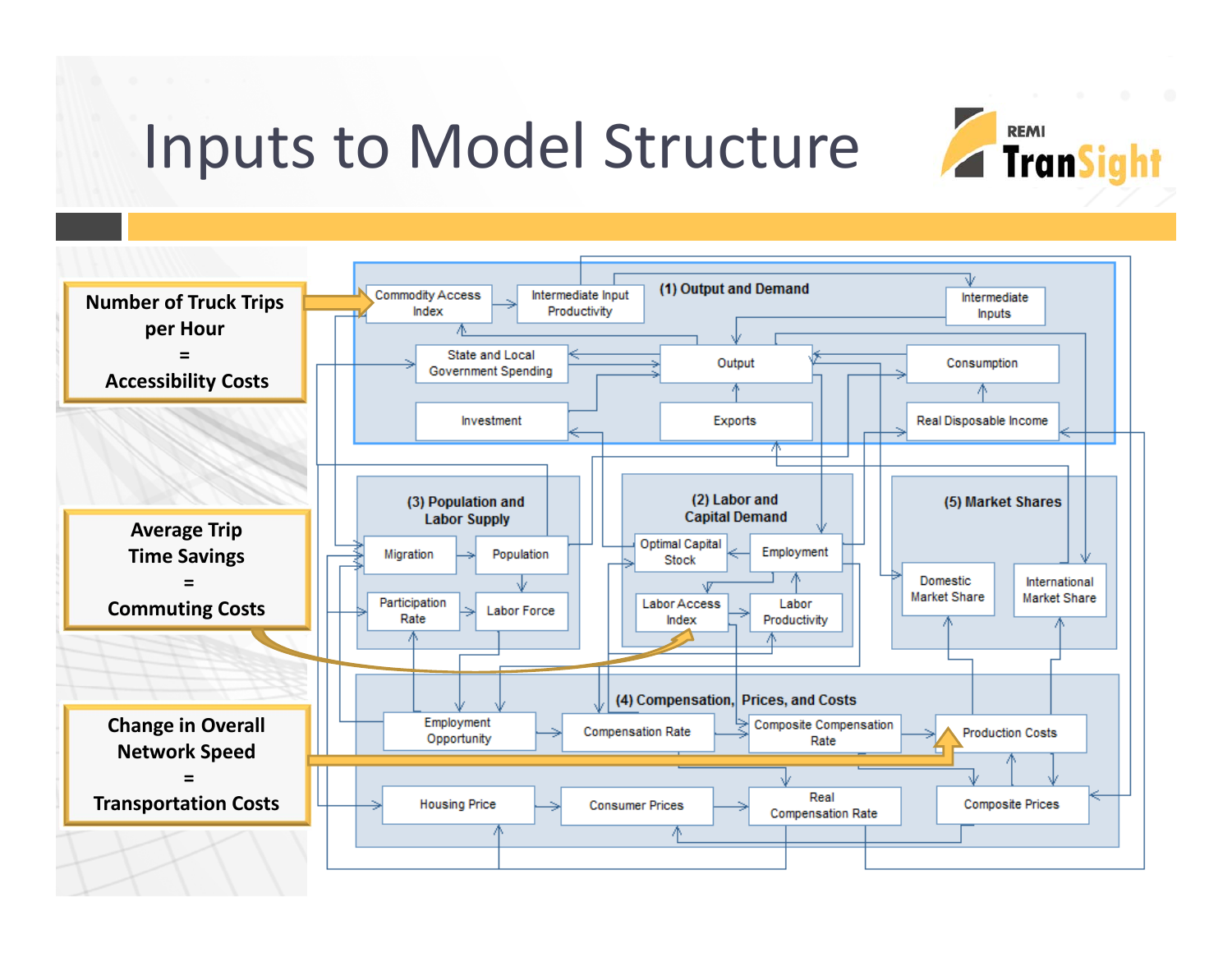# Inputs to Model Structure

REMI TranSight

**Number of Truck Trips per Hour = Accessibility Costs**

**Average Trip Time Savings = Commuting Costs**

**Change in Overall Network Speed = Transportation Costs**

**(1) Output and Demand**
- Commodity Access Index
- Intermediate Input Productivity
- Intermediate Inputs
- State and Local Government Spending
- Output
- Consumption
- Investment
- Exports
- Real Disposable Income

**(2) Labor and Capital Demand**
- Optimal Capital Stock
- Employment
- Labor Access Index
- Labor Productivity

**(3) Population and Labor Supply**
- Migration
- Population
- Participation Rate
- Labor Force

**(4) Compensation, Prices, and Costs**
- Employment Opportunity
- Compensation Rate
- Composite Compensation Rate
- Production Costs
- Housing Price
- Consumer Prices
- Real Compensation Rate
- Composite Prices

**(5) Market Shares**
- Domestic Market Share
- International Market Share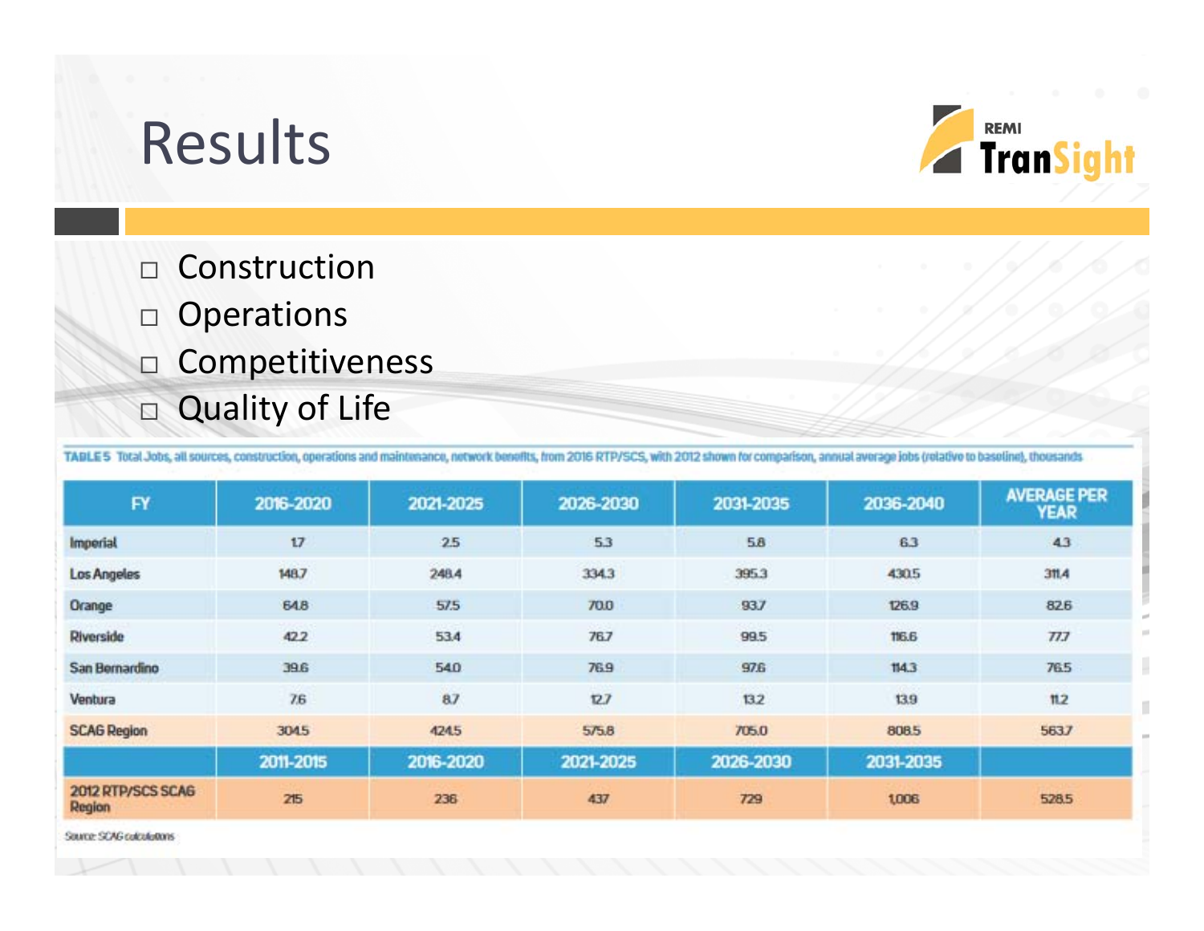# Results

- Construction
- Operations
- Competitiveness
- Quality of Life

TABLE 5 Total Jobs, all sources, construction, operations and maintenance, network benefits, from 2016 RTP/SCS, with 2012 shown for comparison, annual average jobs (relative to baseline), thousands

| FY | 2016-2020 | 2021-2025 | 2026-2030 | 2031-2035 | 2036-2040 | AVERAGE PER YEAR |
|---|---|---|---|---|---|---|
| Imperial | 1.7 | 2.5 | 5.3 | 5.8 | 6.3 | 4.3 |
| Los Angeles | 148.7 | 248.4 | 334.3 | 395.3 | 430.5 | 311.4 |
| Orange | 64.8 | 57.5 | 70.0 | 93.7 | 126.9 | 82.6 |
| Riverside | 42.2 | 53.4 | 76.7 | 99.5 | 116.6 | 77.7 |
| San Bernardino | 39.6 | 54.0 | 76.9 | 97.6 | 114.3 | 76.5 |
| Ventura | 7.6 | 8.7 | 12.7 | 13.2 | 13.9 | 11.2 |
| SCAG Region | 304.5 | 424.5 | 575.8 | 705.0 | 808.5 | 563.7 |
| | 2011-2015 | 2016-2020 | 2021-2025 | 2026-2030 | 2031-2035 | |
| 2012 RTP/SCS SCAG Region | 215 | 236 | 437 | 729 | 1,006 | 528.5 |

Source: SCAG calculations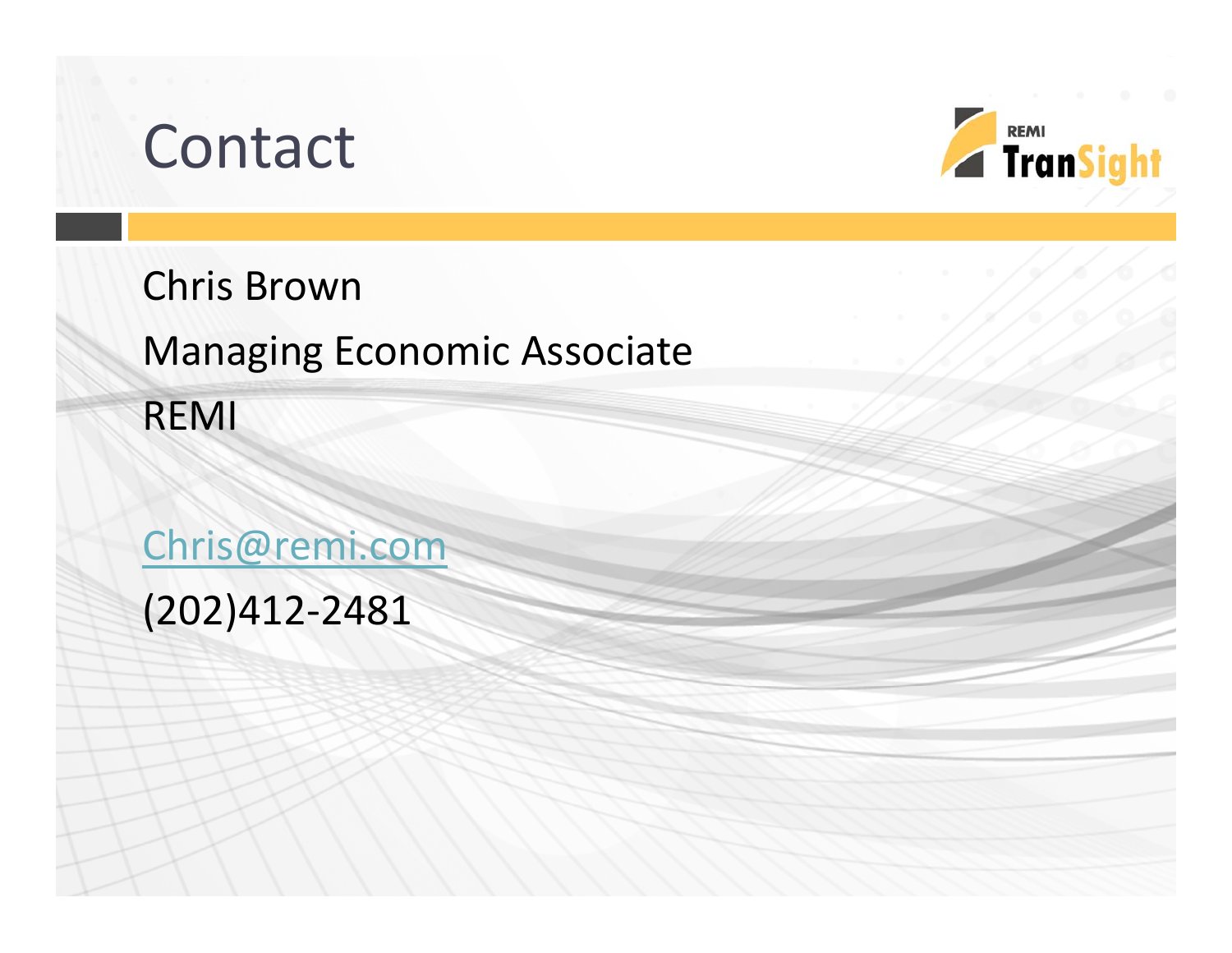# Contact

REMI TranSight

Chris Brown

Managing Economic Associate

REMI

Chris@remi.com

(202)412-2481